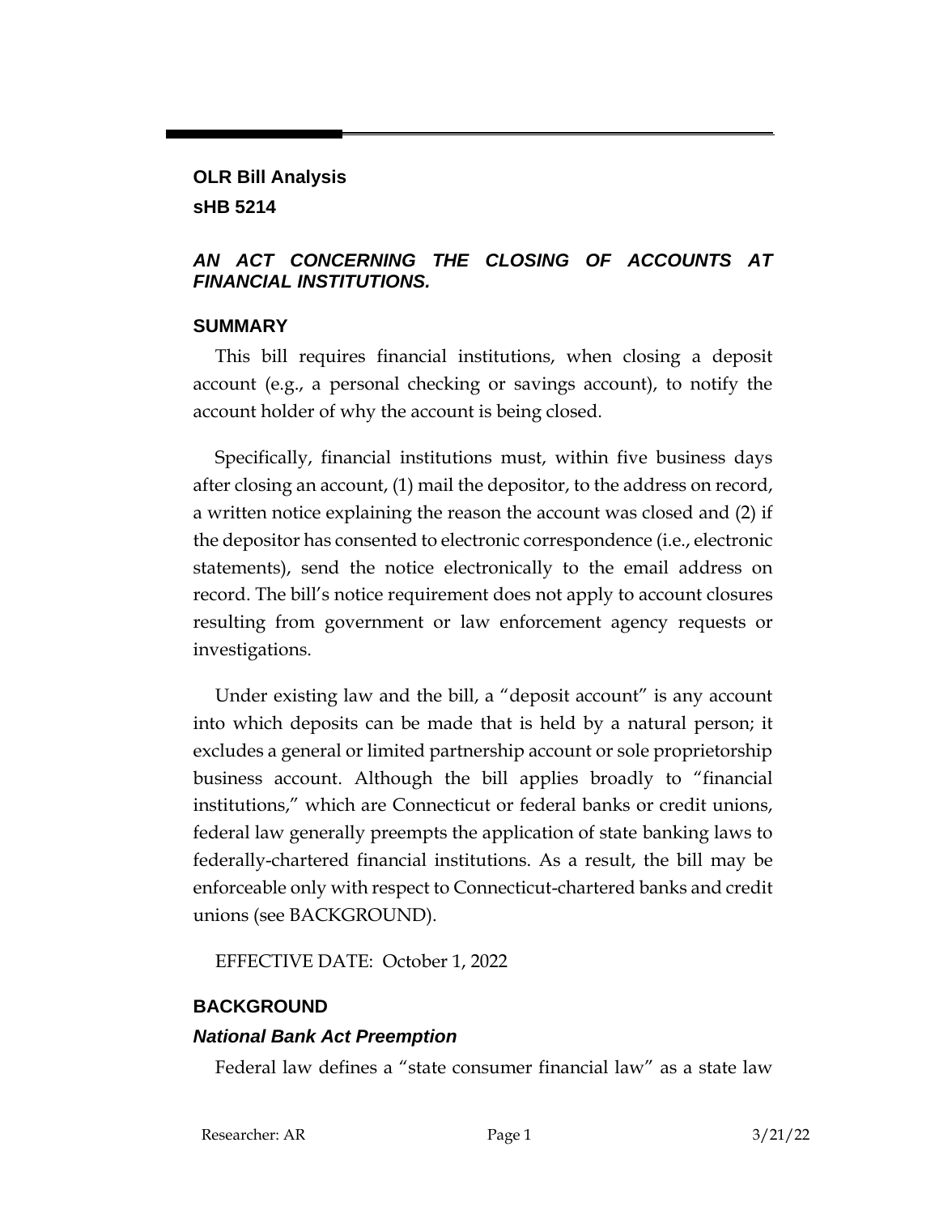## OLR Bill Analysis

## sHB 5214

### *AN ACT CONCERNING THE CLOSING OF ACCOUNTS AT FINANCIAL INSTITUTIONS.*

### SUMMARY

This bill requires financial institutions, when closing a deposit account (e.g., a personal checking or savings account), to notify the account holder of why the account is being closed.

Specifically, financial institutions must, within five business days after closing an account, (1) mail the depositor, to the address on record, a written notice explaining the reason the account was closed and (2) if the depositor has consented to electronic correspondence (i.e., electronic statements), send the notice electronically to the email address on record. The bill's notice requirement does not apply to account closures resulting from government or law enforcement agency requests or investigations.

Under existing law and the bill, a "deposit account" is any account into which deposits can be made that is held by a natural person; it excludes a general or limited partnership account or sole proprietorship business account. Although the bill applies broadly to "financial institutions," which are Connecticut or federal banks or credit unions, federal law generally preempts the application of state banking laws to federally-chartered financial institutions. As a result, the bill may be enforceable only with respect to Connecticut-chartered banks and credit unions (see BACKGROUND).

EFFECTIVE DATE: October 1, 2022

### BACKGROUND

#### *National Bank Act Preemption*

Federal law defines a "state consumer financial law" as a state law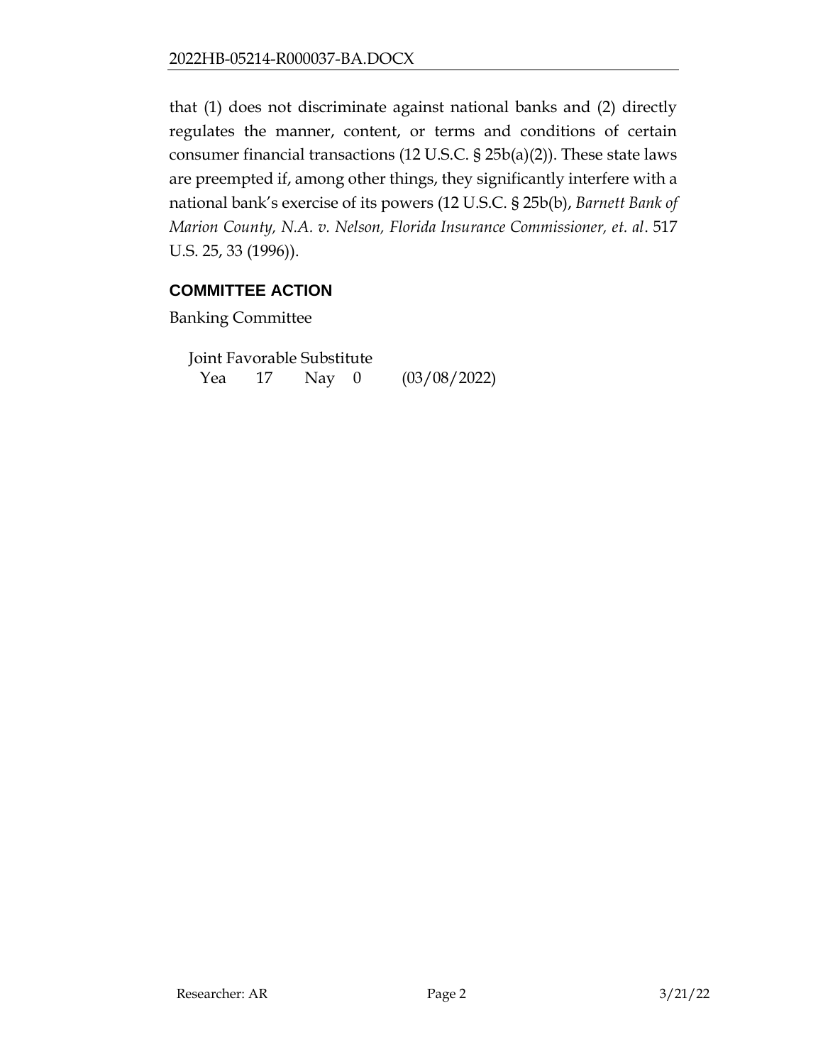that (1) does not discriminate against national banks and (2) directly regulates the manner, content, or terms and conditions of certain consumer financial transactions (12 U.S.C. § 25b(a)(2)). These state laws are preempted if, among other things, they significantly interfere with a national bank's exercise of its powers (12 U.S.C. § 25b(b), *Barnett Bank of Marion County, N.A. v. Nelson, Florida Insurance Commissioner, et. al*. 517 U.S. 25, 33 (1996)).

## COMMITTEE ACTION

Banking Committee

Joint Favorable Substitute
Yea 17 Nay 0 (03/08/2022)